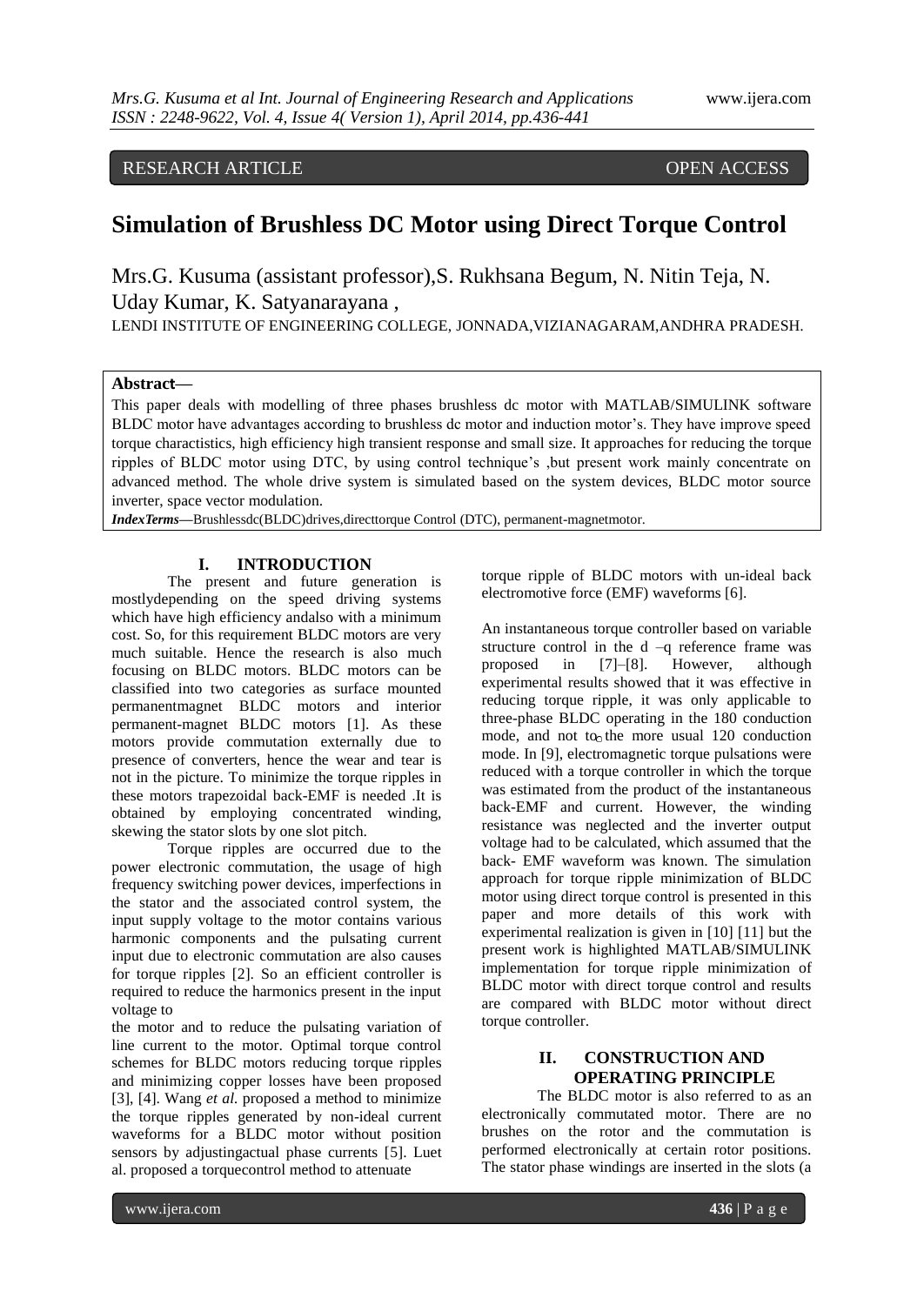RESEARCH ARTICLE OPEN ACCESS

# Simulation of Brushless DC Motor using Direct Torque Control

Mrs.G. Kusuma (assistant professor),S. Rukhsana Begum, N. Nitin Teja, N. Uday Kumar, K. Satyanarayana ,

LENDI INSTITUTE OF ENGINEERING COLLEGE, JONNADA,VIZIANAGARAM,ANDHRA PRADESH.

**Abstract—**

This paper deals with modelling of three phases brushless dc motor with MATLAB/SIMULINK software BLDC motor have advantages according to brushless dc motor and induction motor's. They have improve speed torque charactistics, high efficiency high transient response and small size. It approaches for reducing the torque ripples of BLDC motor using DTC, by using control technique's ,but present work mainly concentrate on advanced method. The whole drive system is simulated based on the system devices, BLDC motor source inverter, space vector modulation.

***IndexTerms*—**Brushlessdc(BLDC)drives,directtorque Control (DTC), permanent-magnetmotor.

## I. INTRODUCTION

The present and future generation is mostlydepending on the speed driving systems which have high efficiency andalso with a minimum cost. So, for this requirement BLDC motors are very much suitable. Hence the research is also much focusing on BLDC motors. BLDC motors can be classified into two categories as surface mounted permanentmagnet BLDC motors and interior permanent-magnet BLDC motors [1]. As these motors provide commutation externally due to presence of converters, hence the wear and tear is not in the picture. To minimize the torque ripples in these motors trapezoidal back-EMF is needed .It is obtained by employing concentrated winding, skewing the stator slots by one slot pitch.

Torque ripples are occurred due to the power electronic commutation, the usage of high frequency switching power devices, imperfections in the stator and the associated control system, the input supply voltage to the motor contains various harmonic components and the pulsating current input due to electronic commutation are also causes for torque ripples [2]. So an efficient controller is required to reduce the harmonics present in the input voltage to the motor and to reduce the pulsating variation of line current to the motor. Optimal torque control schemes for BLDC motors reducing torque ripples and minimizing copper losses have been proposed [3], [4]. Wang *et al.* proposed a method to minimize the torque ripples generated by non-ideal current waveforms for a BLDC motor without position sensors by adjustingactual phase currents [5]. Luet al. proposed a torquecontrol method to attenuate torque ripple of BLDC motors with un-ideal back electromotive force (EMF) waveforms [6].

An instantaneous torque controller based on variable structure control in the d –q reference frame was proposed in [7]–[8]. However, although experimental results showed that it was effective in reducing torque ripple, it was only applicable to three-phase BLDC operating in the 180 conduction mode, and not to the more usual 120 conduction mode. In [9], electromagnetic torque pulsations were reduced with a torque controller in which the torque was estimated from the product of the instantaneous back-EMF and current. However, the winding resistance was neglected and the inverter output voltage had to be calculated, which assumed that the back- EMF waveform was known. The simulation approach for torque ripple minimization of BLDC motor using direct torque control is presented in this paper and more details of this work with experimental realization is given in [10] [11] but the present work is highlighted MATLAB/SIMULINK implementation for torque ripple minimization of BLDC motor with direct torque control and results are compared with BLDC motor without direct torque controller.

## II. CONSTRUCTION AND OPERATING PRINCIPLE

The BLDC motor is also referred to as an electronically commutated motor. There are no brushes on the rotor and the commutation is performed electronically at certain rotor positions. The stator phase windings are inserted in the slots (a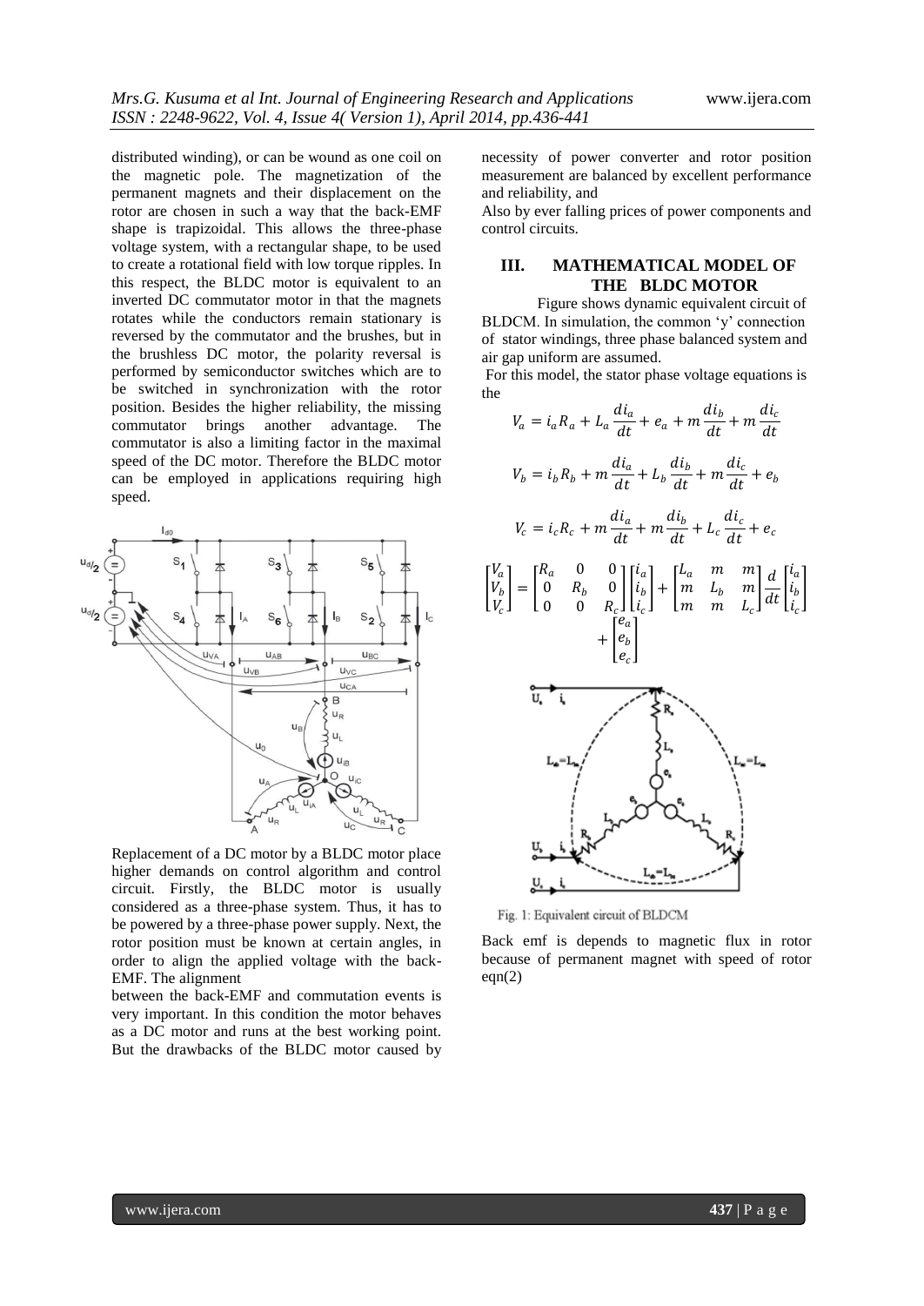distributed winding), or can be wound as one coil on the magnetic pole. The magnetization of the permanent magnets and their displacement on the rotor are chosen in such a way that the back-EMF shape is trapizoidal. This allows the three-phase voltage system, with a rectangular shape, to be used to create a rotational field with low torque ripples. In this respect, the BLDC motor is equivalent to an inverted DC commutator motor in that the magnets rotates while the conductors remain stationary is reversed by the commutator and the brushes, but in the brushless DC motor, the polarity reversal is performed by semiconductor switches which are to be switched in synchronization with the rotor position. Besides the higher reliability, the missing commutator brings another advantage. The commutator is also a limiting factor in the maximal speed of the DC motor. Therefore the BLDC motor can be employed in applications requiring high speed.

Replacement of a DC motor by a BLDC motor place higher demands on control algorithm and control circuit. Firstly, the BLDC motor is usually considered as a three-phase system. Thus, it has to be powered by a three-phase power supply. Next, the rotor position must be known at certain angles, in order to align the applied voltage with the back-EMF. The alignment between the back-EMF and commutation events is very important. In this condition the motor behaves as a DC motor and runs at the best working point. But the drawbacks of the BLDC motor caused by necessity of power converter and rotor position measurement are balanced by excellent performance and reliability, and

Also by ever falling prices of power components and control circuits.

## III. MATHEMATICAL MODEL OF THE BLDC MOTOR

Figure shows dynamic equivalent circuit of BLDCM. In simulation, the common 'y' connection of stator windings, three phase balanced system and air gap uniform are assumed.

For this model, the stator phase voltage equations is the

$$V_a = i_a R_a + L_a \frac{di_a}{dt} + e_a + m\frac{di_b}{dt} + m\frac{di_c}{dt}$$

$$V_b = i_b R_b + m\frac{di_a}{dt} + L_b \frac{di_b}{dt} + m\frac{di_c}{dt} + e_b$$

$$V_c = i_c R_c + m\frac{di_a}{dt} + m\frac{di_b}{dt} + L_c \frac{di_c}{dt} + e_c$$

$$\begin{bmatrix} V_a \\ V_b \\ V_c \end{bmatrix} = \begin{bmatrix} R_a & 0 & 0 \\ 0 & R_b & 0 \\ 0 & 0 & R_c \end{bmatrix} \begin{bmatrix} i_a \\ i_b \\ i_c \end{bmatrix} + \begin{bmatrix} L_a & m & m \\ m & L_b & m \\ m & m & L_c \end{bmatrix} \frac{d}{dt} \begin{bmatrix} i_a \\ i_b \\ i_c \end{bmatrix} + \begin{bmatrix} e_a \\ e_b \\ e_c \end{bmatrix}$$

Fig. 1: Equivalent circuit of BLDCM

Back emf is depends to magnetic flux in rotor because of permanent magnet with speed of rotor eqn(2)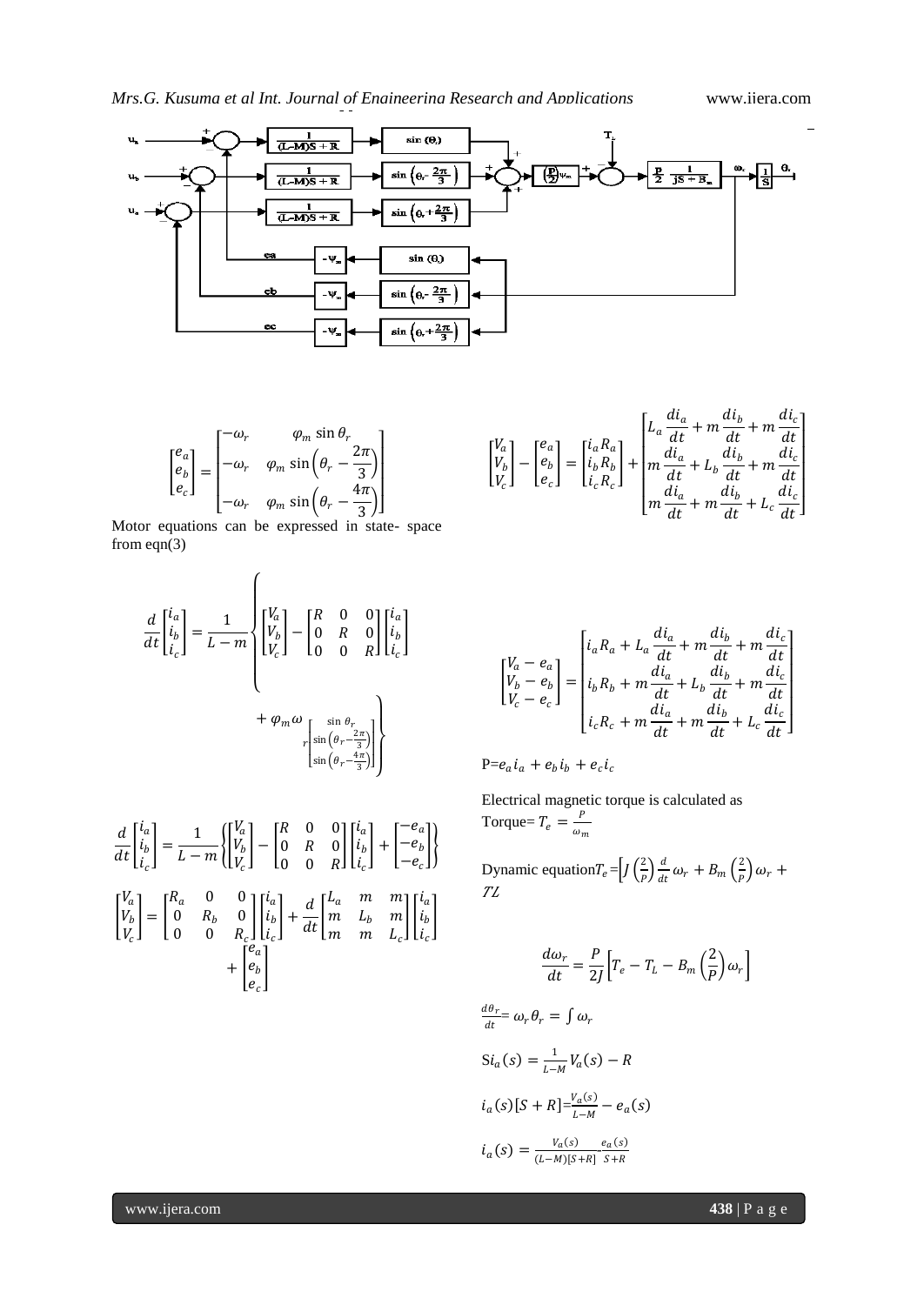$$\begin{bmatrix} e_a \\ e_b \\ e_c \end{bmatrix} = \begin{bmatrix} -\omega_r & \varphi_m \sin\theta_r \\ -\omega_r & \varphi_m \sin\left(\theta_r - \frac{2\pi}{3}\right) \\ -\omega_r & \varphi_m \sin\left(\theta_r - \frac{4\pi}{3}\right) \end{bmatrix}$$

Motor equations can be expressed in state- space from eqn(3)

$$\frac{d}{dt}\begin{bmatrix} i_a \\ i_b \\ i_c \end{bmatrix} = \frac{1}{L-m}\left\{\begin{bmatrix} V_a \\ V_b \\ V_c \end{bmatrix} - \begin{bmatrix} R & 0 & 0 \\ 0 & R & 0 \\ 0 & 0 & R \end{bmatrix}\begin{bmatrix} i_a \\ i_b \\ i_c \end{bmatrix} + \varphi_m \omega_r \begin{bmatrix} \sin\theta_r \\ \sin\left(\theta_r - \frac{2\pi}{3}\right) \\ \sin\left(\theta_r - \frac{4\pi}{3}\right) \end{bmatrix}\right\}$$

$$\frac{d}{dt}\begin{bmatrix} i_a \\ i_b \\ i_c \end{bmatrix} = \frac{1}{L-m}\left\{\begin{bmatrix} V_a \\ V_b \\ V_c \end{bmatrix} - \begin{bmatrix} R & 0 & 0 \\ 0 & R & 0 \\ 0 & 0 & R \end{bmatrix}\begin{bmatrix} i_a \\ i_b \\ i_c \end{bmatrix} + \begin{bmatrix} -e_a \\ -e_b \\ -e_c \end{bmatrix}\right\}$$

$$\begin{bmatrix} V_a \\ V_b \\ V_c \end{bmatrix} = \begin{bmatrix} R_a & 0 & 0 \\ 0 & R_b & 0 \\ 0 & 0 & R_c \end{bmatrix}\begin{bmatrix} i_a \\ i_b \\ i_c \end{bmatrix} + \frac{d}{dt}\begin{bmatrix} L_a & m & m \\ m & L_b & m \\ m & m & L_c \end{bmatrix}\begin{bmatrix} i_a \\ i_b \\ i_c \end{bmatrix} + \begin{bmatrix} e_a \\ e_b \\ e_c \end{bmatrix}$$

$$\begin{bmatrix} V_a \\ V_b \\ V_c \end{bmatrix} - \begin{bmatrix} e_a \\ e_b \\ e_c \end{bmatrix} = \begin{bmatrix} i_a R_a \\ i_b R_b \\ i_c R_c \end{bmatrix} + \begin{bmatrix} L_a \frac{di_a}{dt} + m\frac{di_b}{dt} + m\frac{di_c}{dt} \\ m\frac{di_a}{dt} + L_b\frac{di_b}{dt} + m\frac{di_c}{dt} \\ m\frac{di_a}{dt} + m\frac{di_b}{dt} + L_c\frac{di_c}{dt} \end{bmatrix}$$

$$\begin{bmatrix} V_a - e_a \\ V_b - e_b \\ V_c - e_c \end{bmatrix} = \begin{bmatrix} i_a R_a + L_a \frac{di_a}{dt} + m\frac{di_b}{dt} + m\frac{di_c}{dt} \\ i_b R_b + m\frac{di_a}{dt} + L_b\frac{di_b}{dt} + m\frac{di_c}{dt} \\ i_c R_c + m\frac{di_a}{dt} + m\frac{di_b}{dt} + L_c\frac{di_c}{dt} \end{bmatrix}$$

$P = e_a i_a + e_b i_b + e_c i_c$

Electrical magnetic torque is calculated as

Torque= $T_e = \frac{P}{\omega_m}$

Dynamic equation $T_e = \left[J\left(\frac{2}{P}\right)\frac{d}{dt}\omega_r + B_m\left(\frac{2}{P}\right)\omega_r + TL\right.$

$$\frac{d\omega_r}{dt} = \frac{P}{2J}\left[T_e - T_L - B_m\left(\frac{2}{P}\right)\omega_r\right]$$

$\frac{d\theta_r}{dt} = \omega_r \theta_r = \int \omega_r$

$Si_a(s) = \frac{1}{L-M}V_a(s) - R$

$i_a(s)[S+R] = \frac{V_a(s)}{L-M} - e_a(s)$

$i_a(s) = \frac{V_a(s)}{(L-M)[S+R]} - \frac{e_a(s)}{S+R}$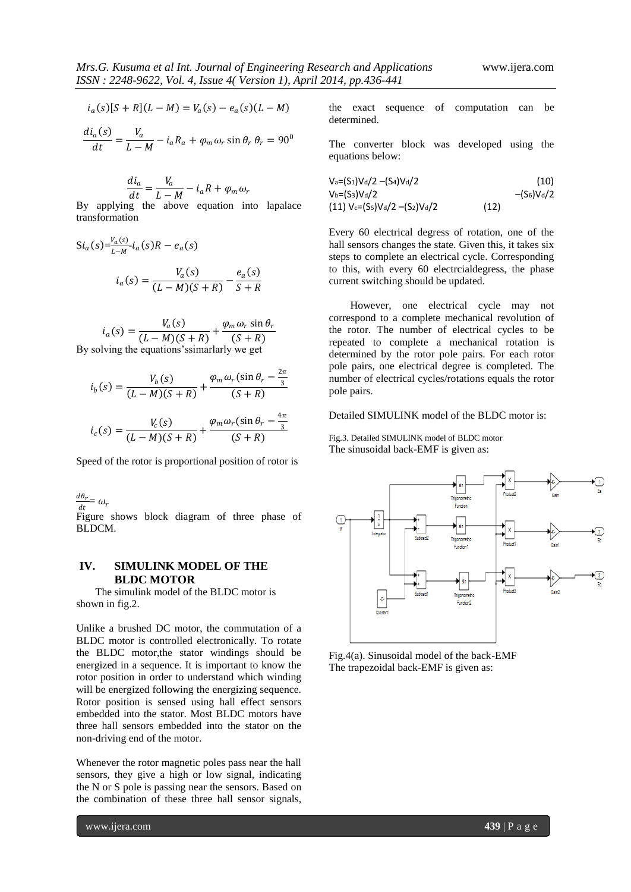$$i_a(s)[S+R](L-M) = V_a(s) - e_a(s)(L-M)$$

$$\frac{di_a(s)}{dt} = \frac{V_a}{L-M} - i_a R_a + \varphi_m \omega_r \sin\theta_r \; \theta_r = 90^0$$

$$\frac{di_a}{dt} = \frac{V_a}{L-M} - i_a R + \varphi_m \omega_r$$

By applying the above equation into lapalace transformation

$$Si_a(s) = \frac{V_a(s)}{L-M} i_a(s)R - e_a(s)$$

$$i_a(s) = \frac{V_a(s)}{(L-M)(S+R)} - \frac{e_a(s)}{S+R}$$

$$i_a(s) = \frac{V_a(s)}{(L-M)(S+R)} + \frac{\varphi_m \omega_r \sin\theta_r}{(S+R)}$$

By solving the equations'ssimarlarly we get

$$i_b(s) = \frac{V_b(s)}{(L-M)(S+R)} + \frac{\varphi_m \omega_r (\sin\theta_r - \frac{2\pi}{3}}{(S+R)}$$

$$i_c(s) = \frac{V_c(s)}{(L-M)(S+R)} + \frac{\varphi_m \omega_r (\sin\theta_r - \frac{4\pi}{3}}{(S+R)}$$

Speed of the rotor is proportional position of rotor is

$$\frac{d\theta_r}{dt} = \omega_r$$

Figure shows block diagram of three phase of BLDCM.

## IV. SIMULINK MODEL OF THE BLDC MOTOR

The simulink model of the BLDC motor is shown in fig.2.

Unlike a brushed DC motor, the commutation of a BLDC motor is controlled electronically. To rotate the BLDC motor,the stator windings should be energized in a sequence. It is important to know the rotor position in order to understand which winding will be energized following the energizing sequence. Rotor position is sensed using hall effect sensors embedded into the stator. Most BLDC motors have three hall sensors embedded into the stator on the non-driving end of the motor.

Whenever the rotor magnetic poles pass near the hall sensors, they give a high or low signal, indicating the N or S pole is passing near the sensors. Based on the combination of these three hall sensor signals, the exact sequence of computation can be determined.

The converter block was developed using the equations below:

$V_a=(S_1)V_d/2-(S_4)V_d/2$ (10)

$V_b=(S_3)V_d/2-(S_6)V_d/2$ (11)

$V_c=(S_5)V_d/2-(S_2)V_d/2$ (12)

Every 60 electrical degress of rotation, one of the hall sensors changes the state. Given this, it takes six steps to complete an electrical cycle. Corresponding to this, with every 60 electrcialdegress, the phase current switching should be updated.

However, one electrical cycle may not correspond to a complete mechanical revolution of the rotor. The number of electrical cycles to be repeated to complete a mechanical rotation is determined by the rotor pole pairs. For each rotor pole pairs, one electrical degree is completed. The number of electrical cycles/rotations equals the rotor pole pairs.

Detailed SIMULINK model of the BLDC motor is:

Fig.3. Detailed SIMULINK model of BLDC motor

The sinusoidal back-EMF is given as:

Fig.4(a). Sinusoidal model of the back-EMF

The trapezoidal back-EMF is given as: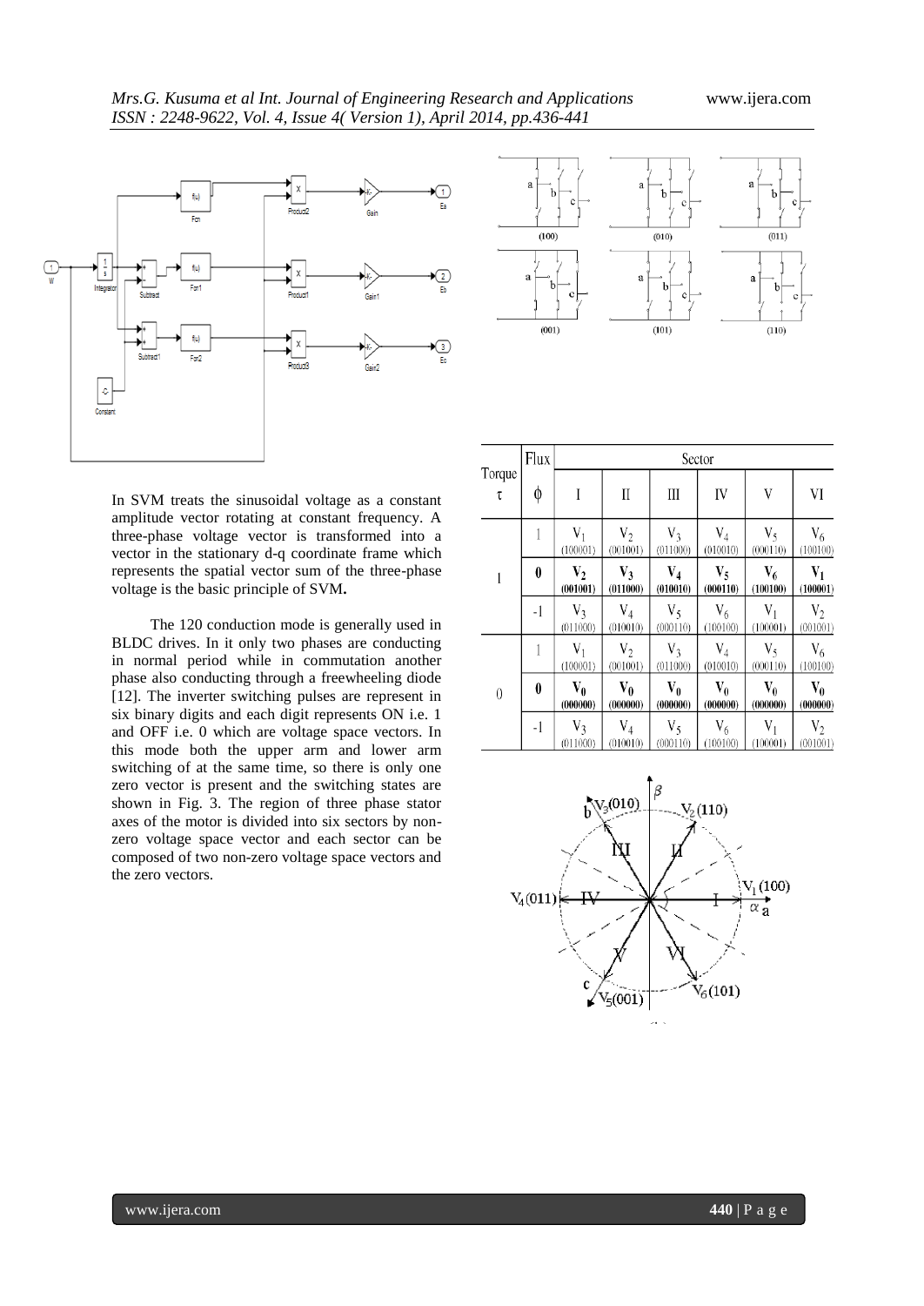In SVM treats the sinusoidal voltage as a constant amplitude vector rotating at constant frequency. A three-phase voltage vector is transformed into a vector in the stationary d-q coordinate frame which represents the spatial vector sum of the three-phase voltage is the basic principle of SVM**.**

The 120 conduction mode is generally used in BLDC drives. In it only two phases are conducting in normal period while in commutation another phase also conducting through a freewheeling diode [12]. The inverter switching pulses are represent in six binary digits and each digit represents ON i.e. 1 and OFF i.e. 0 which are voltage space vectors. In this mode both the upper arm and lower arm switching of at the same time, so there is only one zero vector is present and the switching states are shown in Fig. 3. The region of three phase stator axes of the motor is divided into six sectors by non-zero voltage space vector and each sector can be composed of two non-zero voltage space vectors and the zero vectors.

| Torque $\tau$ | Flux $\phi$ | Sector I | Sector II | Sector III | Sector IV | Sector V | Sector VI |
|---|---|---|---|---|---|---|---|
| 1 | 1 | $V_1$ (100001) | $V_2$ (001001) | $V_3$ (011000) | $V_4$ (010010) | $V_5$ (000110) | $V_6$ (100100) |
| | **0** | **$V_2$ (001001)** | **$V_3$ (011000)** | **$V_4$ (010010)** | **$V_5$ (000110)** | **$V_6$ (100100)** | **$V_1$ (100001)** |
| | -1 | $V_3$ (011000) | $V_4$ (010010) | $V_5$ (000110) | $V_6$ (100100) | $V_1$ (100001) | $V_2$ (001001) |
| 0 | 1 | $V_1$ (100001) | $V_2$ (001001) | $V_3$ (011000) | $V_4$ (010010) | $V_5$ (000110) | $V_6$ (100100) |
| | **0** | **$V_0$ (000000)** | **$V_0$ (000000)** | **$V_0$ (000000)** | **$V_0$ (000000)** | **$V_0$ (000000)** | **$V_0$ (000000)** |
| | -1 | $V_3$ (011000) | $V_4$ (010010) | $V_5$ (000110) | $V_6$ (100100) | $V_1$ (100001) | $V_2$ (001001) |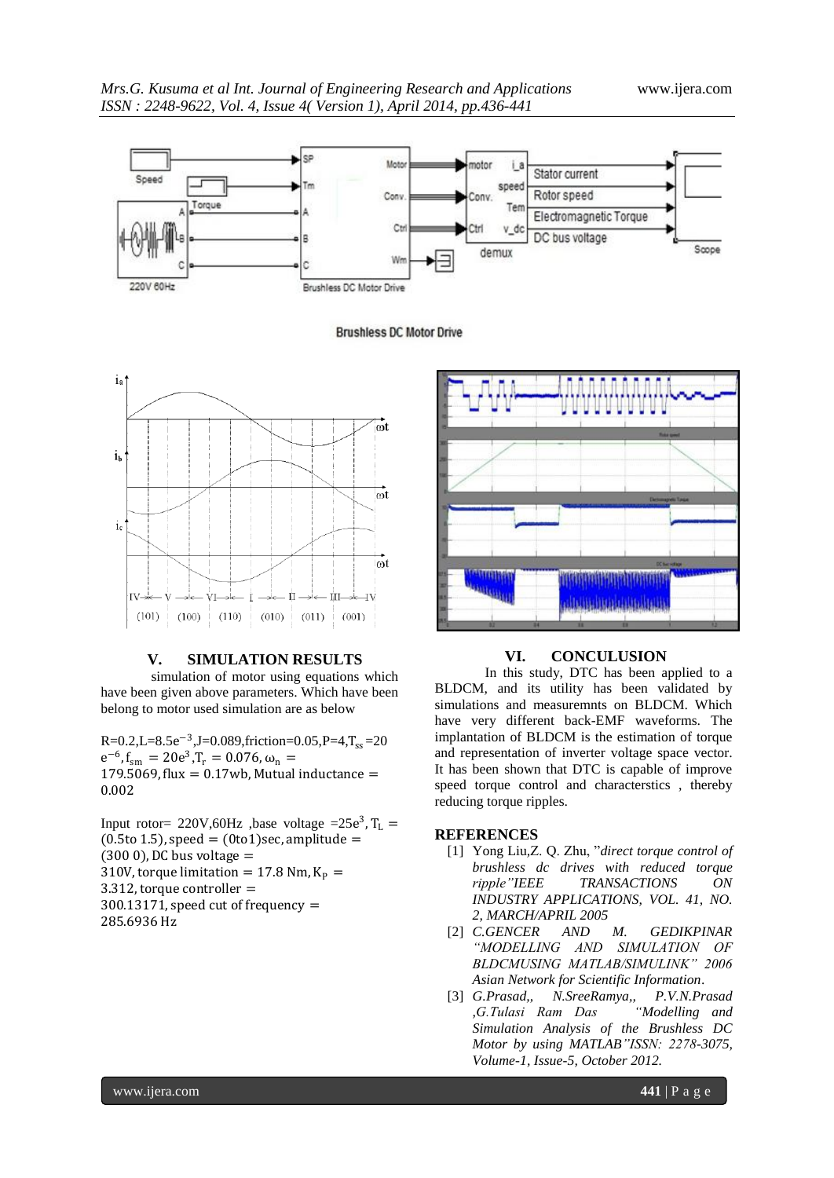Speed

Torque

220V 60Hz

SP

Tm

A

B

C

Motor

Conv.

Ctrl

Wm

Brushless DC Motor Drive

motor

Conv.

Ctrl

i_a

speed

Tem

v_dc

demux

Stator current

Rotor speed

Electromagnetic Torque

DC bus voltage

Scope

**Brushless DC Motor Drive**

$i_a$

$i_b$

$i_c$

ωt

IV V VI I II III IV

(101) (100) (110) (010) (011) (001)

## V. SIMULATION RESULTS

simulation of motor using equations which have been given above parameters. Which have been belong to motor used simulation are as below

R=0.2,L=8.5$e^{-3}$,J=0.089,friction=0.05,P=4,$T_{ss}$=20 $e^{-6}$, $f_{sm}$ = 20$e^3$, $T_r$ = 0.076, $\omega_n$ = 179.5069, flux = 0.17wb, Mutual inductance = 0.002

Input rotor= 220V,60Hz ,base voltage =25$e^3$, $T_L$ = (0.5to 1.5), speed = (0to1)sec, amplitude = (300 0), DC bus voltage = 310V, torque limitation = 17.8 Nm, $K_P$ = 3.312, torque controller = 300.13171, speed cut of frequency = 285.6936 Hz

## VI. CONCULUSION

In this study, DTC has been applied to a BLDCM, and its utility has been validated by simulations and measuremnts on BLDCM. Which have very different back-EMF waveforms. The implantation of BLDCM is the estimation of torque and representation of inverter voltage space vector. It has been shown that DTC is capable of improve speed torque control and characterstics , thereby reducing torque ripples.

## REFERENCES

[1] Yong Liu,Z. Q. Zhu, "*direct torque control of brushless dc drives with reduced torque ripple"IEEE TRANSACTIONS ON INDUSTRY APPLICATIONS, VOL. 41, NO. 2, MARCH/APRIL 2005*

[2] *C.GENCER AND M. GEDIKPINAR "MODELLING AND SIMULATION OF BLDCMUSING MATLAB/SIMULINK" 2006 Asian Network for Scientific Information*.

[3] *G.Prasad,, N.SreeRamya,, P.V.N.Prasad ,G.Tulasi Ram Das "Modelling and Simulation Analysis of the Brushless DC Motor by using MATLAB"ISSN: 2278-3075, Volume-1, Issue-5, October 2012.*